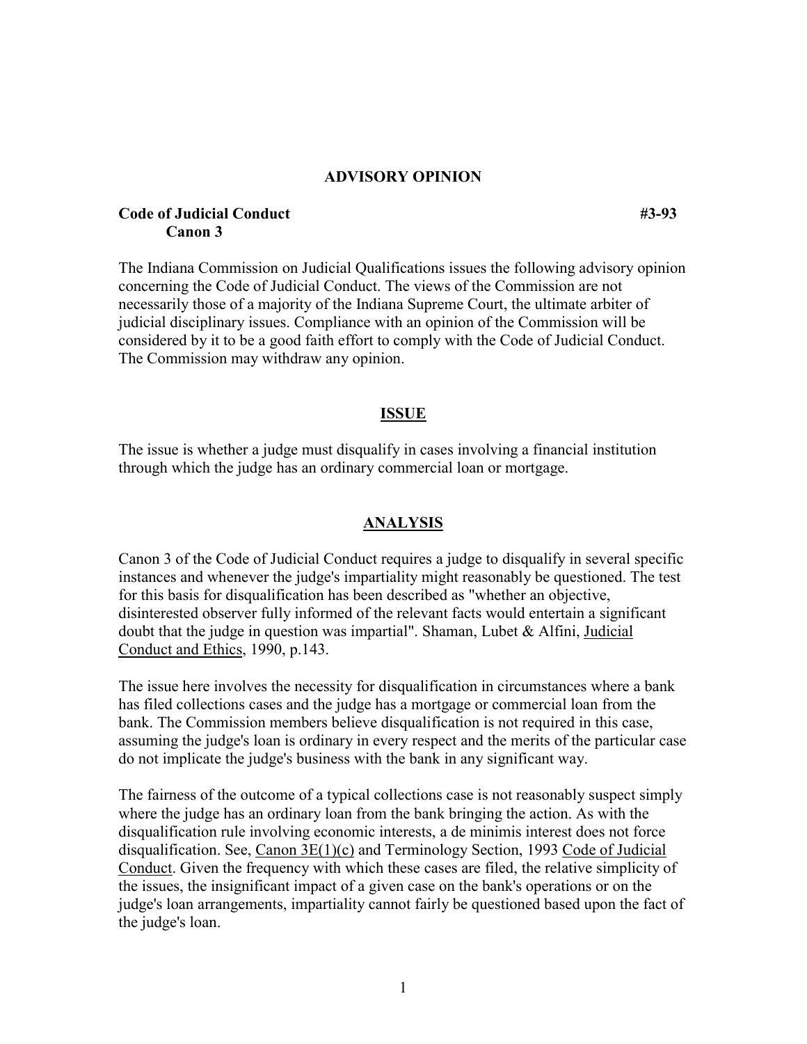# ADVISORY OPINION

**Code of Judicial Conduct** **#3-93**
**Canon 3**

The Indiana Commission on Judicial Qualifications issues the following advisory opinion concerning the Code of Judicial Conduct. The views of the Commission are not necessarily those of a majority of the Indiana Supreme Court, the ultimate arbiter of judicial disciplinary issues. Compliance with an opinion of the Commission will be considered by it to be a good faith effort to comply with the Code of Judicial Conduct. The Commission may withdraw any opinion.

## ISSUE

The issue is whether a judge must disqualify in cases involving a financial institution through which the judge has an ordinary commercial loan or mortgage.

## ANALYSIS

Canon 3 of the Code of Judicial Conduct requires a judge to disqualify in several specific instances and whenever the judge's impartiality might reasonably be questioned. The test for this basis for disqualification has been described as "whether an objective, disinterested observer fully informed of the relevant facts would entertain a significant doubt that the judge in question was impartial". Shaman, Lubet & Alfini, Judicial Conduct and Ethics, 1990, p.143.

The issue here involves the necessity for disqualification in circumstances where a bank has filed collections cases and the judge has a mortgage or commercial loan from the bank. The Commission members believe disqualification is not required in this case, assuming the judge's loan is ordinary in every respect and the merits of the particular case do not implicate the judge's business with the bank in any significant way.

The fairness of the outcome of a typical collections case is not reasonably suspect simply where the judge has an ordinary loan from the bank bringing the action. As with the disqualification rule involving economic interests, a de minimis interest does not force disqualification. See, Canon 3E(1)(c) and Terminology Section, 1993 Code of Judicial Conduct. Given the frequency with which these cases are filed, the relative simplicity of the issues, the insignificant impact of a given case on the bank's operations or on the judge's loan arrangements, impartiality cannot fairly be questioned based upon the fact of the judge's loan.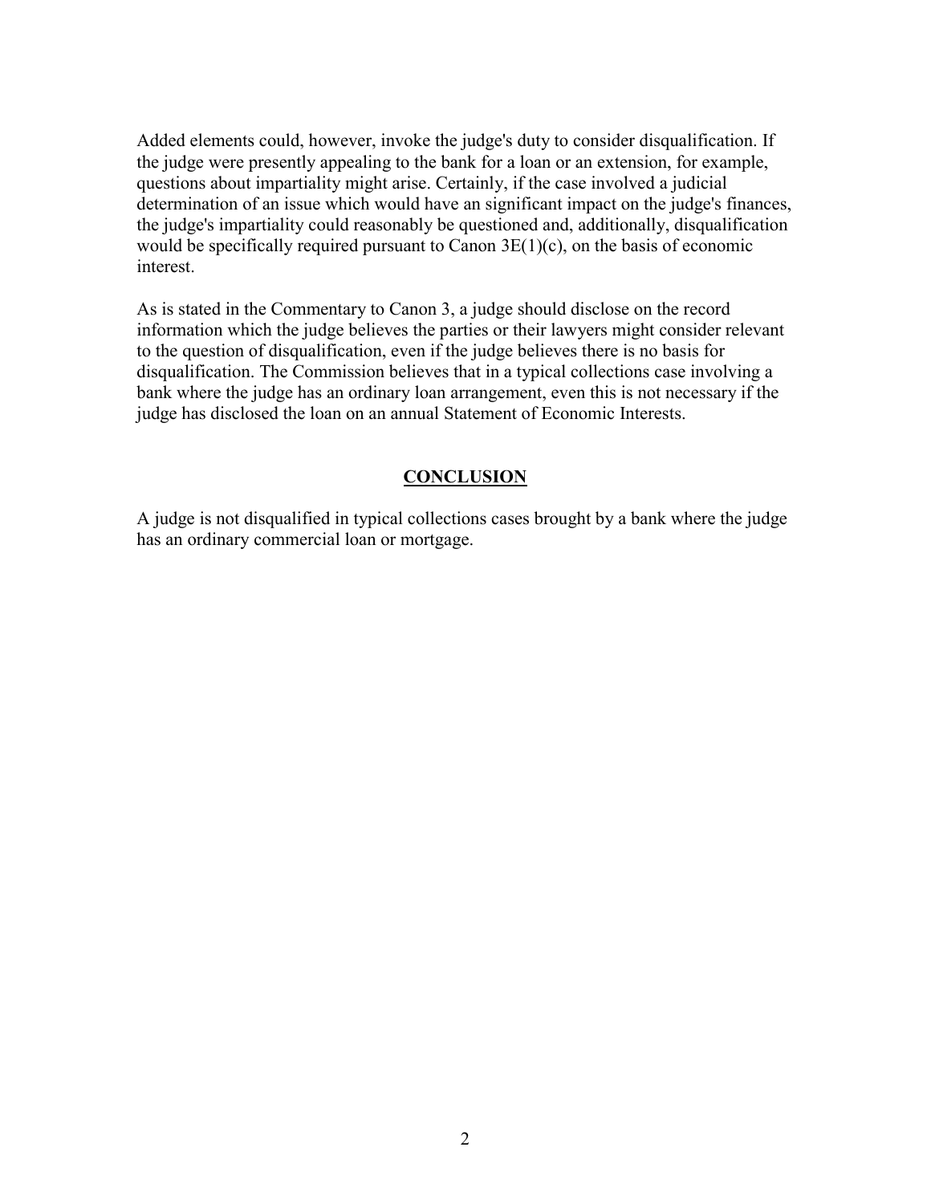Added elements could, however, invoke the judge's duty to consider disqualification. If the judge were presently appealing to the bank for a loan or an extension, for example, questions about impartiality might arise. Certainly, if the case involved a judicial determination of an issue which would have an significant impact on the judge's finances, the judge's impartiality could reasonably be questioned and, additionally, disqualification would be specifically required pursuant to Canon 3E(1)(c), on the basis of economic interest.

As is stated in the Commentary to Canon 3, a judge should disclose on the record information which the judge believes the parties or their lawyers might consider relevant to the question of disqualification, even if the judge believes there is no basis for disqualification. The Commission believes that in a typical collections case involving a bank where the judge has an ordinary loan arrangement, even this is not necessary if the judge has disclosed the loan on an annual Statement of Economic Interests.

## CONCLUSION

A judge is not disqualified in typical collections cases brought by a bank where the judge has an ordinary commercial loan or mortgage.